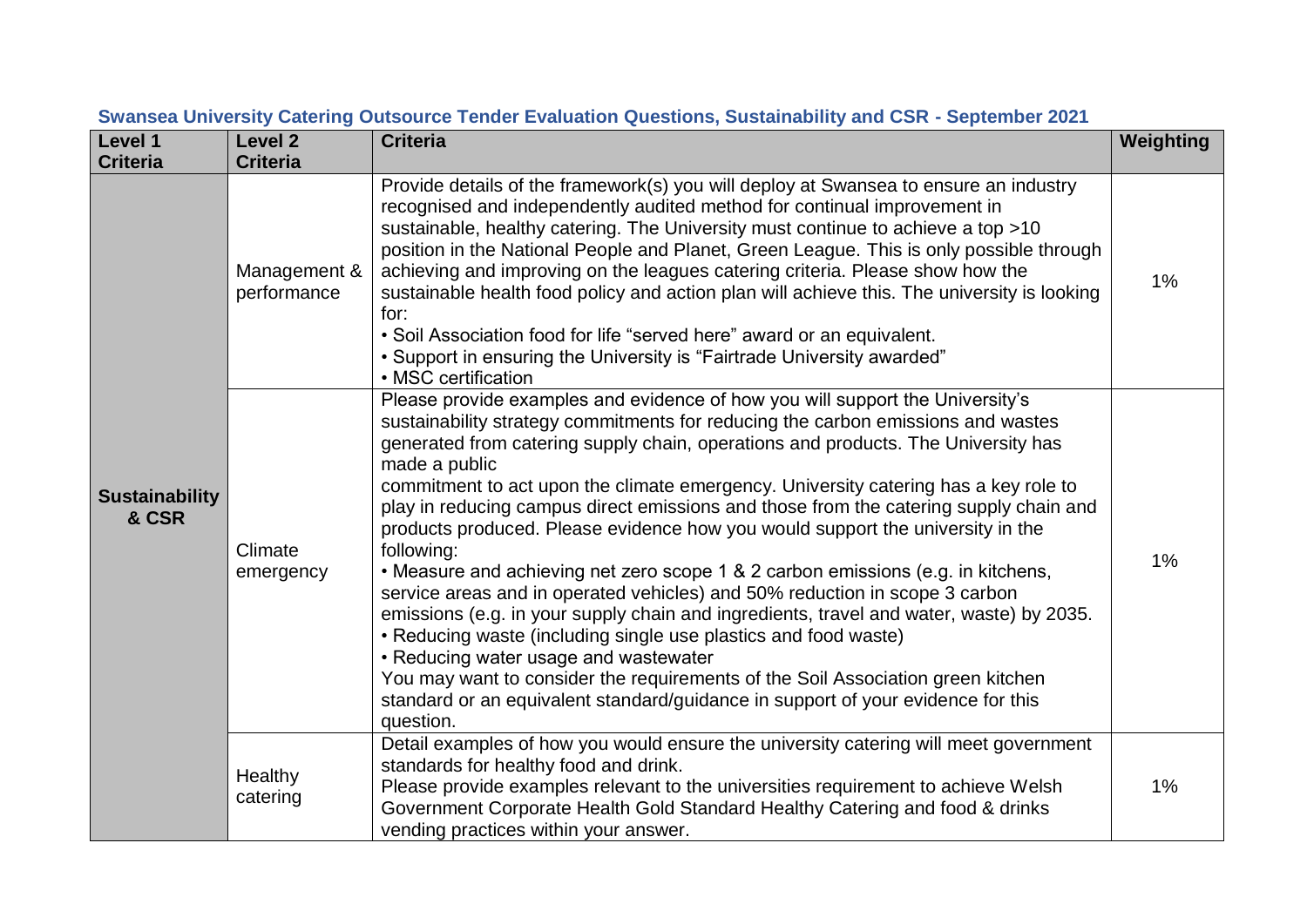## Swansea University Catering Outsource Tender Evaluation Questions, Sustainability and CSR - September 2021

| Level 1 Criteria | Level 2 Criteria | Criteria | Weighting |
|---|---|---|---|
| Sustainability & CSR | Management & performance | Provide details of the framework(s) you will deploy at Swansea to ensure an industry recognised and independently audited method for continual improvement in sustainable, healthy catering. The University must continue to achieve a top >10 position in the National People and Planet, Green League. This is only possible through achieving and improving on the leagues catering criteria. Please show how the sustainable health food policy and action plan will achieve this. The university is looking for:<br>• Soil Association food for life "served here" award or an equivalent.<br>• Support in ensuring the University is "Fairtrade University awarded"<br>• MSC certification | 1% |
| | Climate emergency | Please provide examples and evidence of how you will support the University's sustainability strategy commitments for reducing the carbon emissions and wastes generated from catering supply chain, operations and products. The University has made a public commitment to act upon the climate emergency. University catering has a key role to play in reducing campus direct emissions and those from the catering supply chain and products produced. Please evidence how you would support the university in the following:<br>• Measure and achieving net zero scope 1 & 2 carbon emissions (e.g. in kitchens, service areas and in operated vehicles) and 50% reduction in scope 3 carbon emissions (e.g. in your supply chain and ingredients, travel and water, waste) by 2035.<br>• Reducing waste (including single use plastics and food waste)<br>• Reducing water usage and wastewater<br>You may want to consider the requirements of the Soil Association green kitchen standard or an equivalent standard/guidance in support of your evidence for this question. | 1% |
| | Healthy catering | Detail examples of how you would ensure the university catering will meet government standards for healthy food and drink.<br>Please provide examples relevant to the universities requirement to achieve Welsh Government Corporate Health Gold Standard Healthy Catering and food & drinks vending practices within your answer. | 1% |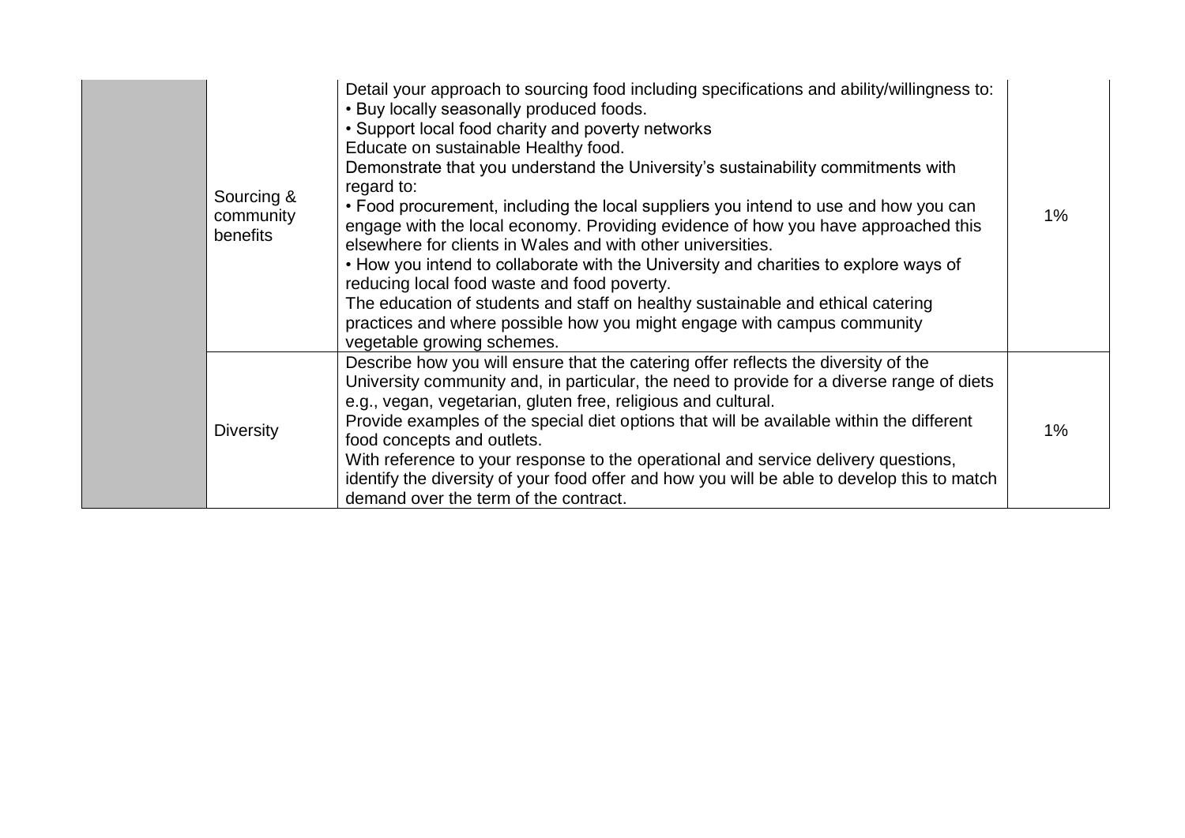| | | | |
|---|---|---|---|
| | Sourcing & community benefits | Detail your approach to sourcing food including specifications and ability/willingness to:<br>• Buy locally seasonally produced foods.<br>• Support local food charity and poverty networks<br>Educate on sustainable Healthy food.<br>Demonstrate that you understand the University's sustainability commitments with regard to:<br>• Food procurement, including the local suppliers you intend to use and how you can engage with the local economy. Providing evidence of how you have approached this elsewhere for clients in Wales and with other universities.<br>• How you intend to collaborate with the University and charities to explore ways of reducing local food waste and food poverty.<br>The education of students and staff on healthy sustainable and ethical catering practices and where possible how you might engage with campus community vegetable growing schemes. | 1% |
| | Diversity | Describe how you will ensure that the catering offer reflects the diversity of the University community and, in particular, the need to provide for a diverse range of diets e.g., vegan, vegetarian, gluten free, religious and cultural.<br>Provide examples of the special diet options that will be available within the different food concepts and outlets.<br>With reference to your response to the operational and service delivery questions, identify the diversity of your food offer and how you will be able to develop this to match demand over the term of the contract. | 1% |